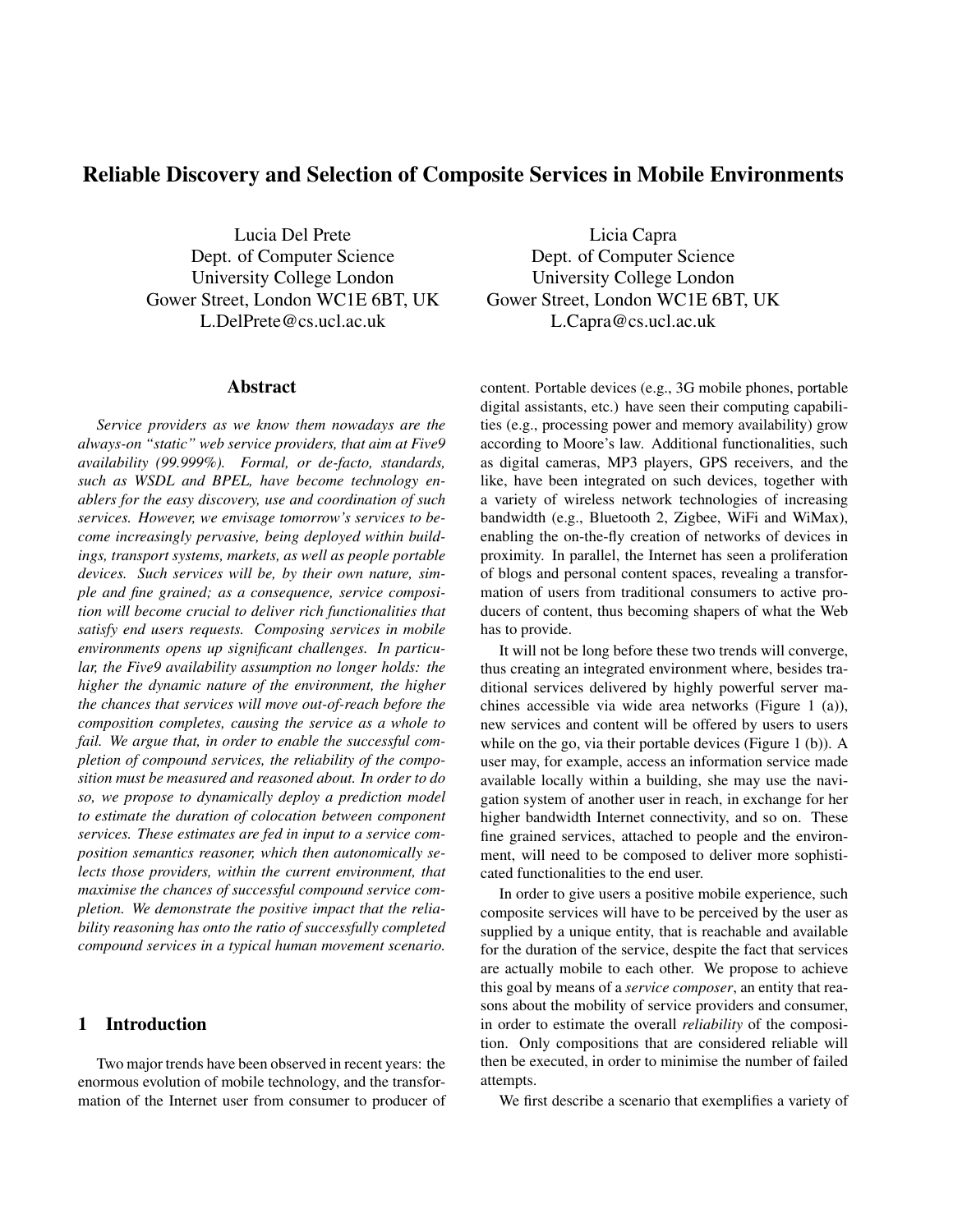# Reliable Discovery and Selection of Composite Services in Mobile Environments

Lucia Del Prete
Dept. of Computer Science
University College London
Gower Street, London WC1E 6BT, UK
L.DelPrete@cs.ucl.ac.uk

Licia Capra
Dept. of Computer Science
University College London
Gower Street, London WC1E 6BT, UK
L.Capra@cs.ucl.ac.uk

## Abstract

*Service providers as we know them nowadays are the always-on "static" web service providers, that aim at Five9 availability (99.999%). Formal, or de-facto, standards, such as WSDL and BPEL, have become technology enablers for the easy discovery, use and coordination of such services. However, we envisage tomorrow's services to become increasingly pervasive, being deployed within buildings, transport systems, markets, as well as people portable devices. Such services will be, by their own nature, simple and fine grained; as a consequence, service composition will become crucial to deliver rich functionalities that satisfy end users requests. Composing services in mobile environments opens up significant challenges. In particular, the Five9 availability assumption no longer holds: the higher the dynamic nature of the environment, the higher the chances that services will move out-of-reach before the composition completes, causing the service as a whole to fail. We argue that, in order to enable the successful completion of compound services, the reliability of the composition must be measured and reasoned about. In order to do so, we propose to dynamically deploy a prediction model to estimate the duration of colocation between component services. These estimates are fed in input to a service composition semantics reasoner, which then autonomically selects those providers, within the current environment, that maximise the chances of successful compound service completion. We demonstrate the positive impact that the reliability reasoning has onto the ratio of successfully completed compound services in a typical human movement scenario.*

## 1 Introduction

Two major trends have been observed in recent years: the enormous evolution of mobile technology, and the transformation of the Internet user from consumer to producer of content. Portable devices (e.g., 3G mobile phones, portable digital assistants, etc.) have seen their computing capabilities (e.g., processing power and memory availability) grow according to Moore's law. Additional functionalities, such as digital cameras, MP3 players, GPS receivers, and the like, have been integrated on such devices, together with a variety of wireless network technologies of increasing bandwidth (e.g., Bluetooth 2, Zigbee, WiFi and WiMax), enabling the on-the-fly creation of networks of devices in proximity. In parallel, the Internet has seen a proliferation of blogs and personal content spaces, revealing a transformation of users from traditional consumers to active producers of content, thus becoming shapers of what the Web has to provide.

It will not be long before these two trends will converge, thus creating an integrated environment where, besides traditional services delivered by highly powerful server machines accessible via wide area networks (Figure 1 (a)), new services and content will be offered by users to users while on the go, via their portable devices (Figure 1 (b)). A user may, for example, access an information service made available locally within a building, she may use the navigation system of another user in reach, in exchange for her higher bandwidth Internet connectivity, and so on. These fine grained services, attached to people and the environment, will need to be composed to deliver more sophisticated functionalities to the end user.

In order to give users a positive mobile experience, such composite services will have to be perceived by the user as supplied by a unique entity, that is reachable and available for the duration of the service, despite the fact that services are actually mobile to each other. We propose to achieve this goal by means of a *service composer*, an entity that reasons about the mobility of service providers and consumer, in order to estimate the overall *reliability* of the composition. Only compositions that are considered reliable will then be executed, in order to minimise the number of failed attempts.

We first describe a scenario that exemplifies a variety of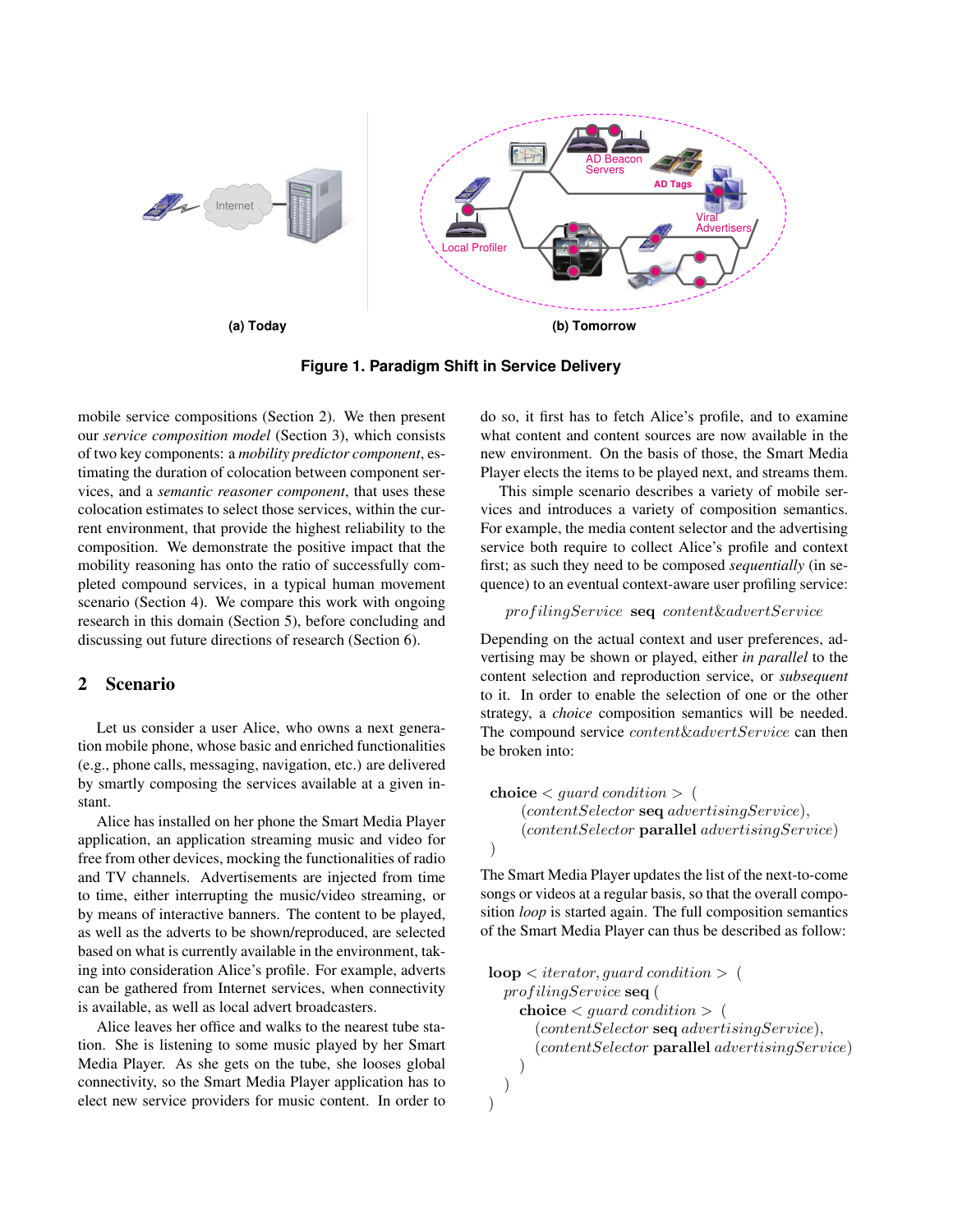Internet

(a) Today

AD Beacon Servers

AD Tags

Local Profiler

Viral Advertisers

(b) Tomorrow

**Figure 1. Paradigm Shift in Service Delivery**

mobile service compositions (Section 2). We then present our *service composition model* (Section 3), which consists of two key components: a *mobility predictor component*, estimating the duration of colocation between component services, and a *semantic reasoner component*, that uses these colocation estimates to select those services, within the current environment, that provide the highest reliability to the composition. We demonstrate the positive impact that the mobility reasoning has onto the ratio of successfully completed compound services, in a typical human movement scenario (Section 4). We compare this work with ongoing research in this domain (Section 5), before concluding and discussing out future directions of research (Section 6).

## 2 Scenario

Let us consider a user Alice, who owns a next generation mobile phone, whose basic and enriched functionalities (e.g., phone calls, messaging, navigation, etc.) are delivered by smartly composing the services available at a given instant.

Alice has installed on her phone the Smart Media Player application, an application streaming music and video for free from other devices, mocking the functionalities of radio and TV channels. Advertisements are injected from time to time, either interrupting the music/video streaming, or by means of interactive banners. The content to be played, as well as the adverts to be shown/reproduced, are selected based on what is currently available in the environment, taking into consideration Alice's profile. For example, adverts can be gathered from Internet services, when connectivity is available, as well as local advert broadcasters.

Alice leaves her office and walks to the nearest tube station. She is listening to some music played by her Smart Media Player. As she gets on the tube, she looses global connectivity, so the Smart Media Player application has to elect new service providers for music content. In order to do so, it first has to fetch Alice's profile, and to examine what content and content sources are now available in the new environment. On the basis of those, the Smart Media Player elects the items to be played next, and streams them.

This simple scenario describes a variety of mobile services and introduces a variety of composition semantics. For example, the media content selector and the advertising service both require to collect Alice's profile and context first; as such they need to be composed *sequentially* (in sequence) to an eventual context-aware user profiling service:

$$profilingService \textbf{ seq } content\&advertService$$

Depending on the actual context and user preferences, advertising may be shown or played, either *in parallel* to the content selection and reproduction service, or *subsequent* to it. In order to enable the selection of one or the other strategy, a *choice* composition semantics will be needed. The compound service $content\&advertService$ can then be broken into:

$$
\begin{array}{l}
\textbf{choice} < guard\ condition > (\\
\quad (contentSelector \textbf{ seq } advertisingService),\\
\quad (contentSelector \textbf{ parallel } advertisingService)\\
)
\end{array}
$$

The Smart Media Player updates the list of the next-to-come songs or videos at a regular basis, so that the overall composition *loop* is started again. The full composition semantics of the Smart Media Player can thus be described as follow:

$$
\begin{array}{l}
\textbf{loop} < iterator, guard\ condition > (\\
\quad profilingService \textbf{ seq } (\\
\quad\quad \textbf{choice} < guard\ condition > (\\
\quad\quad\quad (contentSelector \textbf{ seq } advertisingService),\\
\quad\quad\quad (contentSelector \textbf{ parallel } advertisingService)\\
\quad\quad )\\
\quad )\\
)
\end{array}
$$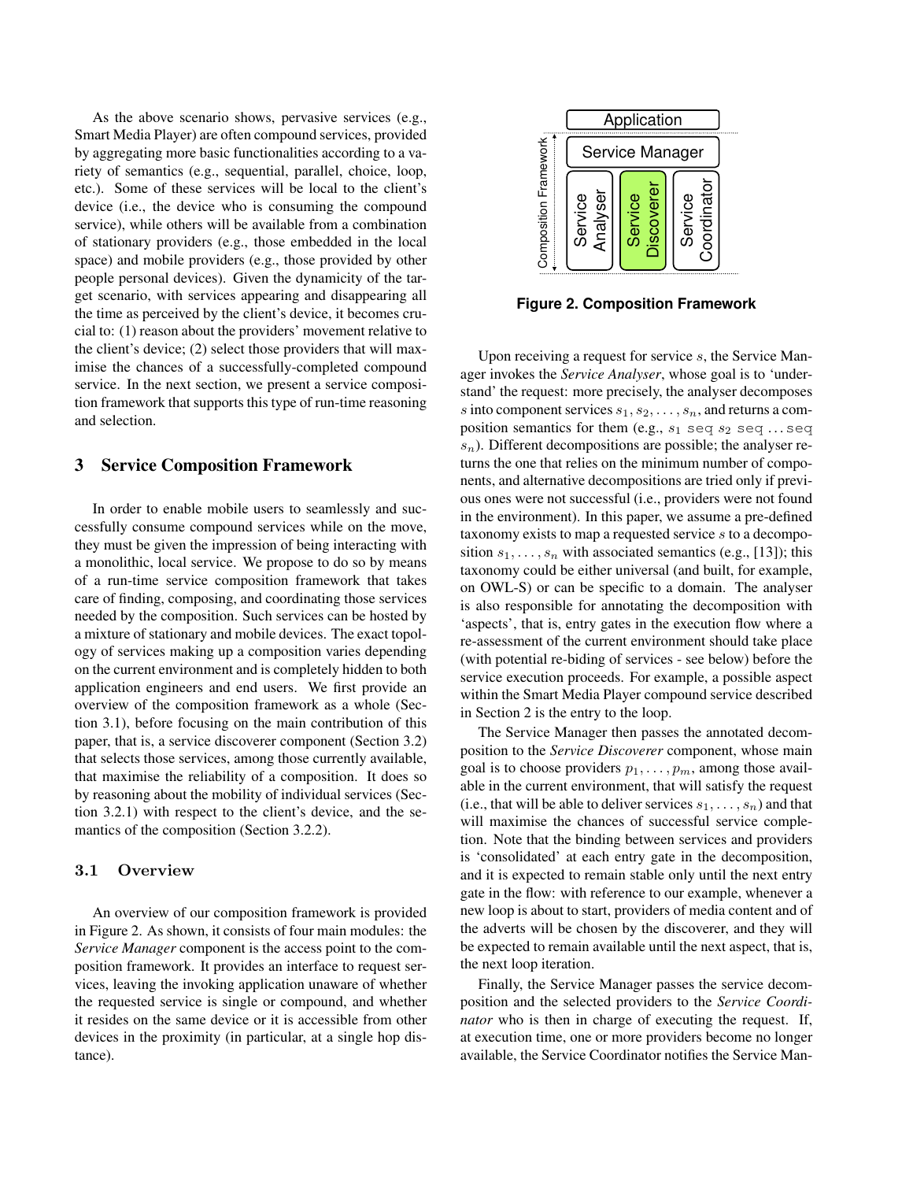As the above scenario shows, pervasive services (e.g., Smart Media Player) are often compound services, provided by aggregating more basic functionalities according to a variety of semantics (e.g., sequential, parallel, choice, loop, etc.). Some of these services will be local to the client's device (i.e., the device who is consuming the compound service), while others will be available from a combination of stationary providers (e.g., those embedded in the local space) and mobile providers (e.g., those provided by other people personal devices). Given the dynamicity of the target scenario, with services appearing and disappearing all the time as perceived by the client's device, it becomes crucial to: (1) reason about the providers' movement relative to the client's device; (2) select those providers that will maximise the chances of a successfully-completed compound service. In the next section, we present a service composition framework that supports this type of run-time reasoning and selection.

## 3 Service Composition Framework

In order to enable mobile users to seamlessly and successfully consume compound services while on the move, they must be given the impression of being interacting with a monolithic, local service. We propose to do so by means of a run-time service composition framework that takes care of finding, composing, and coordinating those services needed by the composition. Such services can be hosted by a mixture of stationary and mobile devices. The exact topology of services making up a composition varies depending on the current environment and is completely hidden to both application engineers and end users. We first provide an overview of the composition framework as a whole (Section 3.1), before focusing on the main contribution of this paper, that is, a service discoverer component (Section 3.2) that selects those services, among those currently available, that maximise the reliability of a composition. It does so by reasoning about the mobility of individual services (Section 3.2.1) with respect to the client's device, and the semantics of the composition (Section 3.2.2).

### 3.1 Overview

An overview of our composition framework is provided in Figure 2. As shown, it consists of four main modules: the *Service Manager* component is the access point to the composition framework. It provides an interface to request services, leaving the invoking application unaware of whether the requested service is single or compound, and whether it resides on the same device or it is accessible from other devices in the proximity (in particular, at a single hop distance).

Application | Service Manager | Service Analyser | Service Discoverer | Service Coordinator (Composition Framework)

**Figure 2. Composition Framework**

Upon receiving a request for service $s$, the Service Manager invokes the *Service Analyser*, whose goal is to 'understand' the request: more precisely, the analyser decomposes $s$ into component services $s_1, s_2, \ldots, s_n$, and returns a composition semantics for them (e.g., $s_1$ `seq` $s_2$ `seq` ... `seq` $s_n$). Different decompositions are possible; the analyser returns the one that relies on the minimum number of components, and alternative decompositions are tried only if previous ones were not successful (i.e., providers were not found in the environment). In this paper, we assume a pre-defined taxonomy exists to map a requested service $s$ to a decomposition $s_1, \ldots, s_n$ with associated semantics (e.g., [13]); this taxonomy could be either universal (and built, for example, on OWL-S) or can be specific to a domain. The analyser is also responsible for annotating the decomposition with 'aspects', that is, entry gates in the execution flow where a re-assessment of the current environment should take place (with potential re-biding of services - see below) before the service execution proceeds. For example, a possible aspect within the Smart Media Player compound service described in Section 2 is the entry to the loop.

The Service Manager then passes the annotated decomposition to the *Service Discoverer* component, whose main goal is to choose providers $p_1, \ldots, p_m$, among those available in the current environment, that will satisfy the request (i.e., that will be able to deliver services $s_1, \ldots, s_n$) and that will maximise the chances of successful service completion. Note that the binding between services and providers is 'consolidated' at each entry gate in the decomposition, and it is expected to remain stable only until the next entry gate in the flow: with reference to our example, whenever a new loop is about to start, providers of media content and of the adverts will be chosen by the discoverer, and they will be expected to remain available until the next aspect, that is, the next loop iteration.

Finally, the Service Manager passes the service decomposition and the selected providers to the *Service Coordinator* who is then in charge of executing the request. If, at execution time, one or more providers become no longer available, the Service Coordinator notifies the Service Man-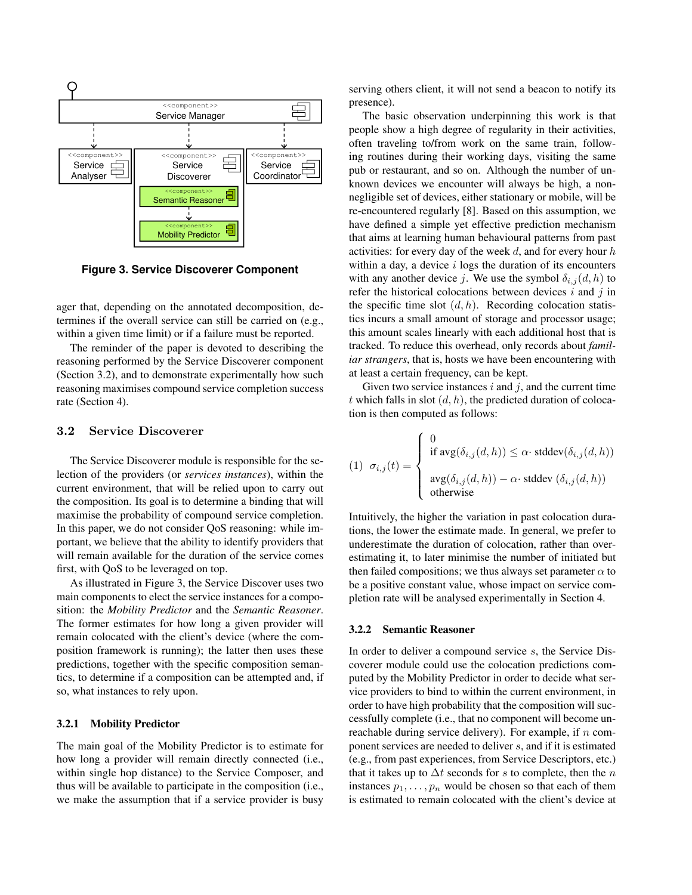Service Manager
Service Analyser
Service Discoverer
Service Coordinator
Semantic Reasoner
Mobility Predictor

**Figure 3. Service Discoverer Component**

ager that, depending on the annotated decomposition, determines if the overall service can still be carried on (e.g., within a given time limit) or if a failure must be reported.

The reminder of the paper is devoted to describing the reasoning performed by the Service Discoverer component (Section 3.2), and to demonstrate experimentally how such reasoning maximises compound service completion success rate (Section 4).

## 3.2 Service Discoverer

The Service Discoverer module is responsible for the selection of the providers (or *services instances*), within the current environment, that will be relied upon to carry out the composition. Its goal is to determine a binding that will maximise the probability of compound service completion. In this paper, we do not consider QoS reasoning: while important, we believe that the ability to identify providers that will remain available for the duration of the service comes first, with QoS to be leveraged on top.

As illustrated in Figure 3, the Service Discover uses two main components to elect the service instances for a composition: the *Mobility Predictor* and the *Semantic Reasoner*. The former estimates for how long a given provider will remain colocated with the client's device (where the composition framework is running); the latter then uses these predictions, together with the specific composition semantics, to determine if a composition can be attempted and, if so, what instances to rely upon.

### 3.2.1 Mobility Predictor

The main goal of the Mobility Predictor is to estimate for how long a provider will remain directly connected (i.e., within single hop distance) to the Service Composer, and thus will be available to participate in the composition (i.e., we make the assumption that if a service provider is busy serving others client, it will not send a beacon to notify its presence).

The basic observation underpinning this work is that people show a high degree of regularity in their activities, often traveling to/from work on the same train, following routines during their working days, visiting the same pub or restaurant, and so on. Although the number of unknown devices we encounter will always be high, a non-negligible set of devices, either stationary or mobile, will be re-encountered regularly [8]. Based on this assumption, we have defined a simple yet effective prediction mechanism that aims at learning human behavioural patterns from past activities: for every day of the week $d$, and for every hour $h$ within a day, a device $i$ logs the duration of its encounters with any another device $j$. We use the symbol $\delta_{i,j}(d,h)$ to refer the historical colocations between devices $i$ and $j$ in the specific time slot $(d,h)$. Recording colocation statistics incurs a small amount of storage and processor usage; this amount scales linearly with each additional host that is tracked. To reduce this overhead, only records about *familiar strangers*, that is, hosts we have been encountering with at least a certain frequency, can be kept.

Given two service instances $i$ and $j$, and the current time $t$ which falls in slot $(d,h)$, the predicted duration of colocation is then computed as follows:

$$
(1)\quad \sigma_{i,j}(t) = \begin{cases} 0 \\ \text{if } \operatorname{avg}(\delta_{i,j}(d,h)) \le \alpha \cdot \operatorname{stddev}(\delta_{i,j}(d,h)) \\ \\ \operatorname{avg}(\delta_{i,j}(d,h)) - \alpha \cdot \operatorname{stddev}(\delta_{i,j}(d,h)) \\ \text{otherwise} \end{cases}
$$

Intuitively, the higher the variation in past colocation durations, the lower the estimate made. In general, we prefer to underestimate the duration of colocation, rather than overestimating it, to later minimise the number of initiated but then failed compositions; we thus always set parameter $\alpha$ to be a positive constant value, whose impact on service completion rate will be analysed experimentally in Section 4.

### 3.2.2 Semantic Reasoner

In order to deliver a compound service $s$, the Service Discoverer module could use the colocation predictions computed by the Mobility Predictor in order to decide what service providers to bind to within the current environment, in order to have high probability that the composition will successfully complete (i.e., that no component will become unreachable during service delivery). For example, if $n$ component services are needed to deliver $s$, and if it is estimated (e.g., from past experiences, from Service Descriptors, etc.) that it takes up to $\Delta t$ seconds for $s$ to complete, then the $n$ instances $p_1, \ldots, p_n$ would be chosen so that each of them is estimated to remain colocated with the client's device at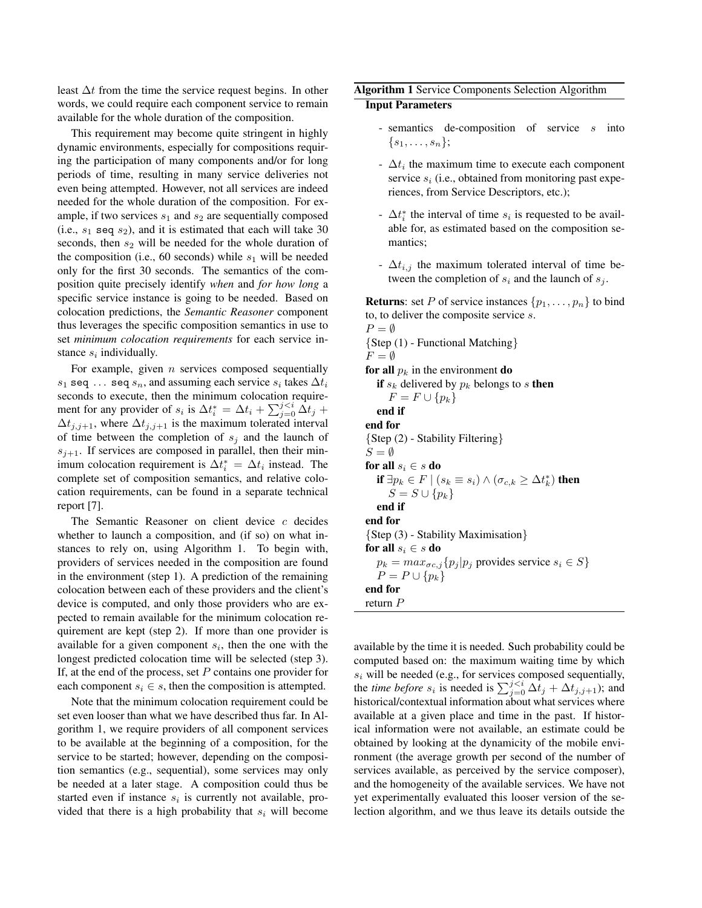least $\Delta t$ from the time the service request begins. In other words, we could require each component service to remain available for the whole duration of the composition.

This requirement may become quite stringent in highly dynamic environments, especially for compositions requiring the participation of many components and/or for long periods of time, resulting in many service deliveries not even being attempted. However, not all services are indeed needed for the whole duration of the composition. For example, if two services $s_1$ and $s_2$ are sequentially composed (i.e., $s_1$ `seq` $s_2$), and it is estimated that each will take 30 seconds, then $s_2$ will be needed for the whole duration of the composition (i.e., 60 seconds) while $s_1$ will be needed only for the first 30 seconds. The semantics of the composition quite precisely identify *when* and *for how long* a specific service instance is going to be needed. Based on colocation predictions, the *Semantic Reasoner* component thus leverages the specific composition semantics in use to set *minimum colocation requirements* for each service instance $s_i$ individually.

For example, given $n$ services composed sequentially $s_1$ `seq` ... `seq` $s_n$, and assuming each service $s_i$ takes $\Delta t_i$ seconds to execute, then the minimum colocation requirement for any provider of $s_i$ is $\Delta t_i^* = \Delta t_i + \sum_{j=0}^{j<i} \Delta t_j + \Delta t_{j,j+1}$, where $\Delta t_{j,j+1}$ is the maximum tolerated interval of time between the completion of $s_j$ and the launch of $s_{j+1}$. If services are composed in parallel, then their minimum colocation requirement is $\Delta t_i^* = \Delta t_i$ instead. The complete set of composition semantics, and relative colocation requirements, can be found in a separate technical report [7].

The Semantic Reasoner on client device $c$ decides whether to launch a composition, and (if so) on what instances to rely on, using Algorithm 1. To begin with, providers of services needed in the composition are found in the environment (step 1). A prediction of the remaining colocation between each of these providers and the client's device is computed, and only those providers who are expected to remain available for the minimum colocation requirement are kept (step 2). If more than one provider is available for a given component $s_i$, then the one with the longest predicted colocation time will be selected (step 3). If, at the end of the process, set $P$ contains one provider for each component $s_i \in s$, then the composition is attempted.

Note that the minimum colocation requirement could be set even looser than what we have described thus far. In Algorithm 1, we require providers of all component services to be available at the beginning of a composition, for the service to be started; however, depending on the composition semantics (e.g., sequential), some services may only be needed at a later stage. A composition could thus be started even if instance $s_i$ is currently not available, provided that there is a high probability that $s_i$ will become available by the time it is needed. Such probability could be computed based on: the maximum waiting time by which $s_i$ will be needed (e.g., for services composed sequentially, the *time before* $s_i$ is needed is $\sum_{j=0}^{j<i} \Delta t_j + \Delta t_{j,j+1}$); and historical/contextual information about what services where available at a given place and time in the past. If historical information were not available, an estimate could be obtained by looking at the dynamicity of the mobile environment (the average growth per second of the number of services available, as perceived by the service composer), and the homogeneity of the available services. We have not yet experimentally evaluated this looser version of the selection algorithm, and we thus leave its details outside the

**Algorithm 1** Service Components Selection Algorithm

**Input Parameters**

- semantics de-composition of service $s$ into $\{s_1, \dots, s_n\}$;
- $\Delta t_i$ the maximum time to execute each component service $s_i$ (i.e., obtained from monitoring past experiences, from Service Descriptors, etc.);
- $\Delta t_i^*$ the interval of time $s_i$ is requested to be available for, as estimated based on the composition semantics;
- $\Delta t_{i,j}$ the maximum tolerated interval of time between the completion of $s_i$ and the launch of $s_j$.

**Returns**: set $P$ of service instances $\{p_1, \dots, p_n\}$ to bind to, to deliver the composite service $s$.

$P = \emptyset$
{Step (1) - Functional Matching}
$F = \emptyset$
**for all** $p_k$ in the environment **do**
  **if** $s_k$ delivered by $p_k$ belongs to $s$ **then**
    $F = F \cup \{p_k\}$
  **end if**
**end for**
{Step (2) - Stability Filtering}
$S = \emptyset$
**for all** $s_i \in s$ **do**
  **if** $\exists p_k \in F \mid (s_k \equiv s_i) \wedge (\sigma_{c,k} \geq \Delta t_k^*)$ **then**
    $S = S \cup \{p_k\}$
  **end if**
**end for**
{Step (3) - Stability Maximisation}
**for all** $s_i \in s$ **do**
  $p_k = max_{\sigma c,j}\{p_j | p_j \text{ provides service } s_i \in S\}$
  $P = P \cup \{p_k\}$
**end for**
return $P$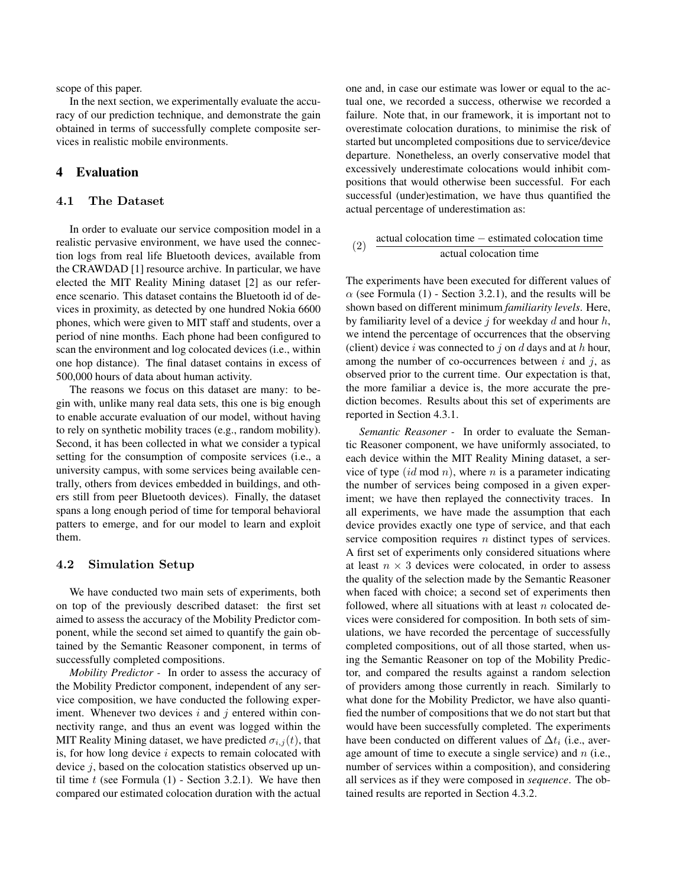scope of this paper.

In the next section, we experimentally evaluate the accuracy of our prediction technique, and demonstrate the gain obtained in terms of successfully complete composite services in realistic mobile environments.

# 4 Evaluation

## 4.1 The Dataset

In order to evaluate our service composition model in a realistic pervasive environment, we have used the connection logs from real life Bluetooth devices, available from the CRAWDAD [1] resource archive. In particular, we have elected the MIT Reality Mining dataset [2] as our reference scenario. This dataset contains the Bluetooth id of devices in proximity, as detected by one hundred Nokia 6600 phones, which were given to MIT staff and students, over a period of nine months. Each phone had been configured to scan the environment and log colocated devices (i.e., within one hop distance). The final dataset contains in excess of 500,000 hours of data about human activity.

The reasons we focus on this dataset are many: to begin with, unlike many real data sets, this one is big enough to enable accurate evaluation of our model, without having to rely on synthetic mobility traces (e.g., random mobility). Second, it has been collected in what we consider a typical setting for the consumption of composite services (i.e., a university campus, with some services being available centrally, others from devices embedded in buildings, and others still from peer Bluetooth devices). Finally, the dataset spans a long enough period of time for temporal behavioral patters to emerge, and for our model to learn and exploit them.

## 4.2 Simulation Setup

We have conducted two main sets of experiments, both on top of the previously described dataset: the first set aimed to assess the accuracy of the Mobility Predictor component, while the second set aimed to quantify the gain obtained by the Semantic Reasoner component, in terms of successfully completed compositions.

*Mobility Predictor* - In order to assess the accuracy of the Mobility Predictor component, independent of any service composition, we have conducted the following experiment. Whenever two devices $i$ and $j$ entered within connectivity range, and thus an event was logged within the MIT Reality Mining dataset, we have predicted $\sigma_{i,j}(t)$, that is, for how long device $i$ expects to remain colocated with device $j$, based on the colocation statistics observed up until time $t$ (see Formula (1) - Section 3.2.1). We have then compared our estimated colocation duration with the actual one and, in case our estimate was lower or equal to the actual one, we recorded a success, otherwise we recorded a failure. Note that, in our framework, it is important not to overestimate colocation durations, to minimise the risk of started but uncompleted compositions due to service/device departure. Nonetheless, an overly conservative model that excessively underestimate colocations would inhibit compositions that would otherwise been successful. For each successful (under)estimation, we have thus quantified the actual percentage of underestimation as:

$$(2) \quad \frac{\text{actual colocation time} - \text{estimated colocation time}}{\text{actual colocation time}}$$

The experiments have been executed for different values of $\alpha$ (see Formula (1) - Section 3.2.1), and the results will be shown based on different minimum *familiarity levels*. Here, by familiarity level of a device $j$ for weekday $d$ and hour $h$, we intend the percentage of occurrences that the observing (client) device $i$ was connected to $j$ on $d$ days and at $h$ hour, among the number of co-occurrences between $i$ and $j$, as observed prior to the current time. Our expectation is that, the more familiar a device is, the more accurate the prediction becomes. Results about this set of experiments are reported in Section 4.3.1.

*Semantic Reasoner* - In order to evaluate the Semantic Reasoner component, we have uniformly associated, to each device within the MIT Reality Mining dataset, a service of type ($id \bmod n$), where $n$ is a parameter indicating the number of services being composed in a given experiment; we have then replayed the connectivity traces. In all experiments, we have made the assumption that each device provides exactly one type of service, and that each service composition requires $n$ distinct types of services. A first set of experiments only considered situations where at least $n \times 3$ devices were colocated, in order to assess the quality of the selection made by the Semantic Reasoner when faced with choice; a second set of experiments then followed, where all situations with at least $n$ colocated devices were considered for composition. In both sets of simulations, we have recorded the percentage of successfully completed compositions, out of all those started, when using the Semantic Reasoner on top of the Mobility Predictor, and compared the results against a random selection of providers among those currently in reach. Similarly to what done for the Mobility Predictor, we have also quantified the number of compositions that we do not start but that would have been successfully completed. The experiments have been conducted on different values of $\Delta t_i$ (i.e., average amount of time to execute a single service) and $n$ (i.e., number of services within a composition), and considering all services as if they were composed in *sequence*. The obtained results are reported in Section 4.3.2.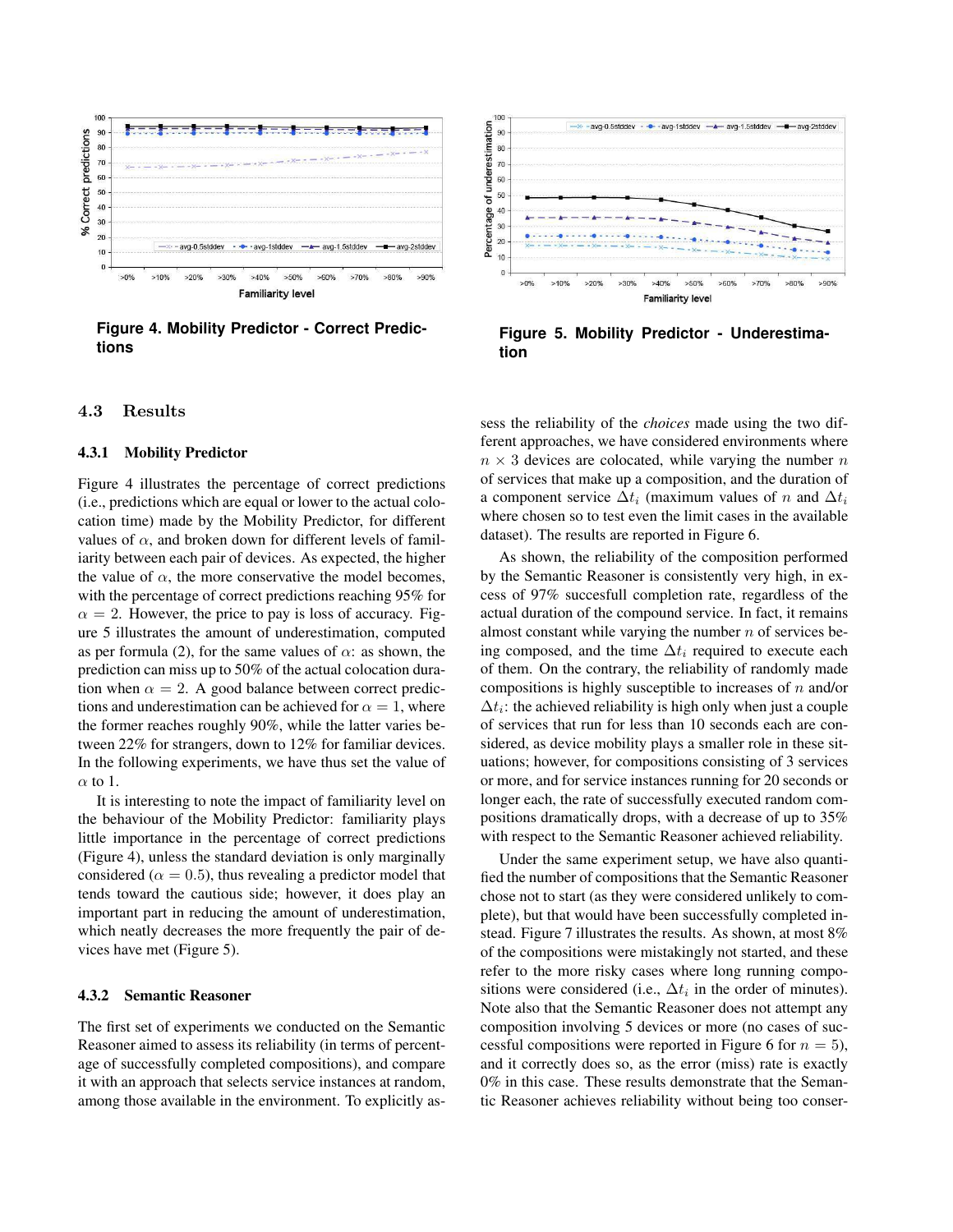**Figure 4. Mobility Predictor - Correct Predictions**

**Figure 5. Mobility Predictor - Underestimation**

### 4.3 Results

#### 4.3.1 Mobility Predictor

Figure 4 illustrates the percentage of correct predictions (i.e., predictions which are equal or lower to the actual colocation time) made by the Mobility Predictor, for different values of $\alpha$, and broken down for different levels of familiarity between each pair of devices. As expected, the higher the value of $\alpha$, the more conservative the model becomes, with the percentage of correct predictions reaching 95% for $\alpha = 2$. However, the price to pay is loss of accuracy. Figure 5 illustrates the amount of underestimation, computed as per formula (2), for the same values of $\alpha$: as shown, the prediction can miss up to 50% of the actual colocation duration when $\alpha = 2$. A good balance between correct predictions and underestimation can be achieved for $\alpha = 1$, where the former reaches roughly 90%, while the latter varies between 22% for strangers, down to 12% for familiar devices. In the following experiments, we have thus set the value of $\alpha$ to 1.

It is interesting to note the impact of familiarity level on the behaviour of the Mobility Predictor: familiarity plays little importance in the percentage of correct predictions (Figure 4), unless the standard deviation is only marginally considered ($\alpha = 0.5$), thus revealing a predictor model that tends toward the cautious side; however, it does play an important part in reducing the amount of underestimation, which neatly decreases the more frequently the pair of devices have met (Figure 5).

#### 4.3.2 Semantic Reasoner

The first set of experiments we conducted on the Semantic Reasoner aimed to assess its reliability (in terms of percentage of successfully completed compositions), and compare it with an approach that selects service instances at random, among those available in the environment. To explicitly assess the reliability of the *choices* made using the two different approaches, we have considered environments where $n \times 3$ devices are colocated, while varying the number $n$ of services that make up a composition, and the duration of a component service $\Delta t_i$ (maximum values of $n$ and $\Delta t_i$ where chosen so to test even the limit cases in the available dataset). The results are reported in Figure 6.

As shown, the reliability of the composition performed by the Semantic Reasoner is consistently very high, in excess of 97% succesfull completion rate, regardless of the actual duration of the compound service. In fact, it remains almost constant while varying the number $n$ of services being composed, and the time $\Delta t_i$ required to execute each of them. On the contrary, the reliability of randomly made compositions is highly susceptible to increases of $n$ and/or $\Delta t_i$: the achieved reliability is high only when just a couple of services that run for less than 10 seconds each are considered, as device mobility plays a smaller role in these situations; however, for compositions consisting of 3 services or more, and for service instances running for 20 seconds or longer each, the rate of successfully executed random compositions dramatically drops, with a decrease of up to 35% with respect to the Semantic Reasoner achieved reliability.

Under the same experiment setup, we have also quantified the number of compositions that the Semantic Reasoner chose not to start (as they were considered unlikely to complete), but that would have been successfully completed instead. Figure 7 illustrates the results. As shown, at most 8% of the compositions were mistakingly not started, and these refer to the more risky cases where long running compositions were considered (i.e., $\Delta t_i$ in the order of minutes). Note also that the Semantic Reasoner does not attempt any composition involving 5 devices or more (no cases of successful compositions were reported in Figure 6 for $n = 5$), and it correctly does so, as the error (miss) rate is exactly 0% in this case. These results demonstrate that the Semantic Reasoner achieves reliability without being too conser-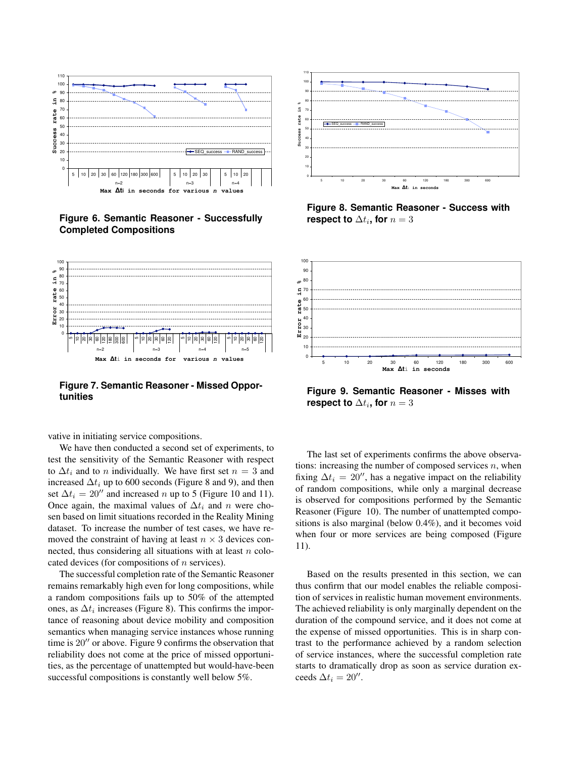Figure 6. Semantic Reasoner - Successfully Completed Compositions

Figure 7. Semantic Reasoner - Missed Opportunities

Figure 8. Semantic Reasoner - Success with respect to $\Delta t_i$, for $n = 3$

Figure 9. Semantic Reasoner - Misses with respect to $\Delta t_i$, for $n = 3$

vative in initiating service compositions.

We have then conducted a second set of experiments, to test the sensitivity of the Semantic Reasoner with respect to $\Delta t_i$ and to $n$ individually. We have first set $n = 3$ and increased $\Delta t_i$ up to 600 seconds (Figure 8 and 9), and then set $\Delta t_i = 20''$ and increased $n$ up to 5 (Figure 10 and 11). Once again, the maximal values of $\Delta t_i$ and $n$ were chosen based on limit situations recorded in the Reality Mining dataset. To increase the number of test cases, we have removed the constraint of having at least $n \times 3$ devices connected, thus considering all situations with at least $n$ colocated devices (for compositions of $n$ services).

The successful completion rate of the Semantic Reasoner remains remarkably high even for long compositions, while a random compositions fails up to 50% of the attempted ones, as $\Delta t_i$ increases (Figure 8). This confirms the importance of reasoning about device mobility and composition semantics when managing service instances whose running time is $20''$ or above. Figure 9 confirms the observation that reliability does not come at the price of missed opportunities, as the percentage of unattempted but would-have-been successful compositions is constantly well below 5%.

The last set of experiments confirms the above observations: increasing the number of composed services $n$, when fixing $\Delta t_i = 20''$, has a negative impact on the reliability of random compositions, while only a marginal decrease is observed for compositions performed by the Semantic Reasoner (Figure 10). The number of unattempted compositions is also marginal (below 0.4%), and it becomes void when four or more services are being composed (Figure 11).

Based on the results presented in this section, we can thus confirm that our model enables the reliable composition of services in realistic human movement environments. The achieved reliability is only marginally dependent on the duration of the compound service, and it does not come at the expense of missed opportunities. This is in sharp contrast to the performance achieved by a random selection of service instances, where the successful completion rate starts to dramatically drop as soon as service duration exceeds $\Delta t_i = 20''$.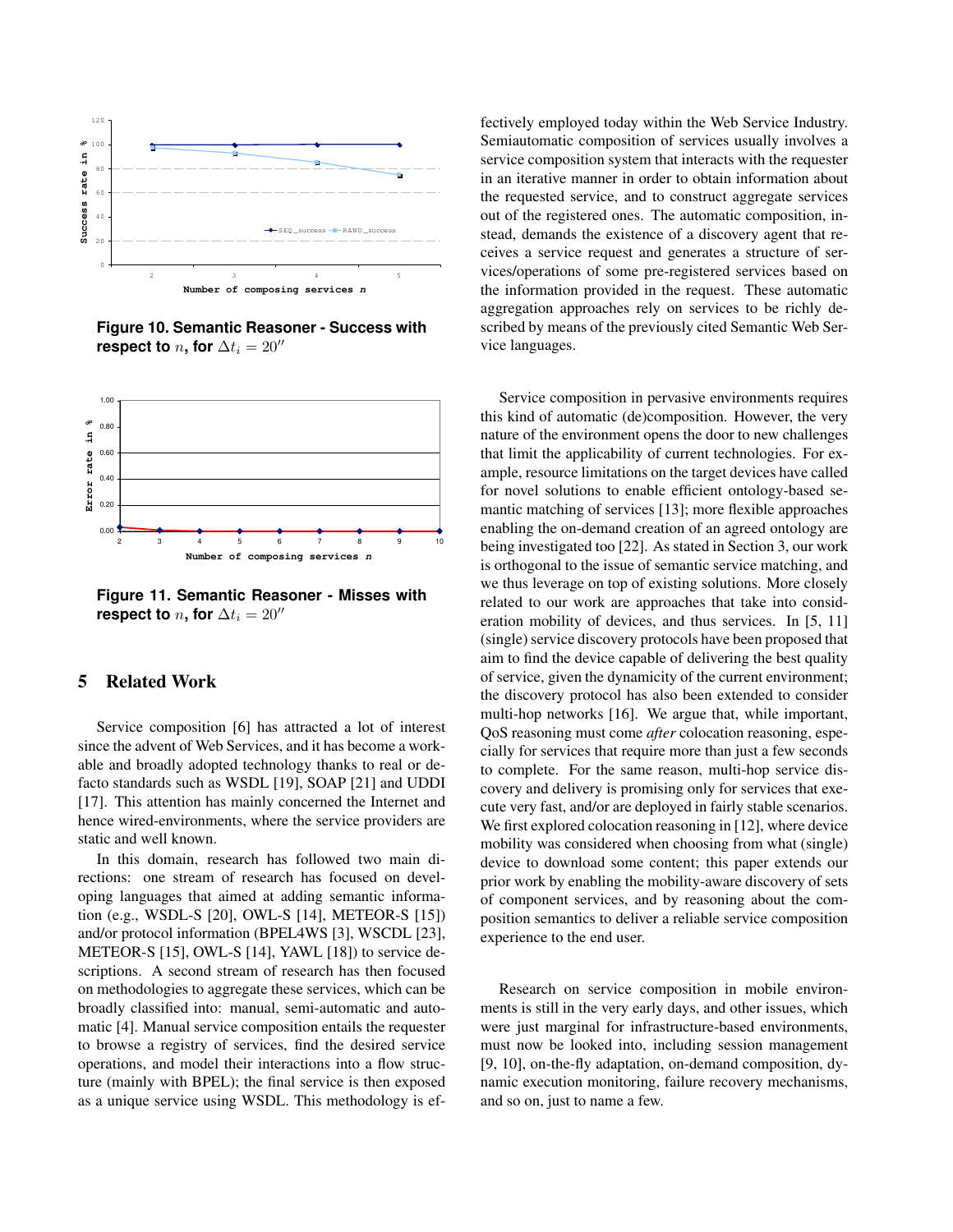Figure 10. Semantic Reasoner - Success with respect to $n$, for $\Delta t_i = 20''$

Figure 11. Semantic Reasoner - Misses with respect to $n$, for $\Delta t_i = 20''$

## 5 Related Work

Service composition [6] has attracted a lot of interest since the advent of Web Services, and it has become a workable and broadly adopted technology thanks to real or de-facto standards such as WSDL [19], SOAP [21] and UDDI [17]. This attention has mainly concerned the Internet and hence wired-environments, where the service providers are static and well known.

In this domain, research has followed two main directions: one stream of research has focused on developing languages that aimed at adding semantic information (e.g., WSDL-S [20], OWL-S [14], METEOR-S [15]) and/or protocol information (BPEL4WS [3], WSCDL [23], METEOR-S [15], OWL-S [14], YAWL [18]) to service descriptions. A second stream of research has then focused on methodologies to aggregate these services, which can be broadly classified into: manual, semi-automatic and automatic [4]. Manual service composition entails the requester to browse a registry of services, find the desired service operations, and model their interactions into a flow structure (mainly with BPEL); the final service is then exposed as a unique service using WSDL. This methodology is effectively employed today within the Web Service Industry. Semiautomatic composition of services usually involves a service composition system that interacts with the requester in an iterative manner in order to obtain information about the requested service, and to construct aggregate services out of the registered ones. The automatic composition, instead, demands the existence of a discovery agent that receives a service request and generates a structure of services/operations of some pre-registered services based on the information provided in the request. These automatic aggregation approaches rely on services to be richly described by means of the previously cited Semantic Web Service languages.

Service composition in pervasive environments requires this kind of automatic (de)composition. However, the very nature of the environment opens the door to new challenges that limit the applicability of current technologies. For example, resource limitations on the target devices have called for novel solutions to enable efficient ontology-based semantic matching of services [13]; more flexible approaches enabling the on-demand creation of an agreed ontology are being investigated too [22]. As stated in Section 3, our work is orthogonal to the issue of semantic service matching, and we thus leverage on top of existing solutions. More closely related to our work are approaches that take into consideration mobility of devices, and thus services. In [5, 11] (single) service discovery protocols have been proposed that aim to find the device capable of delivering the best quality of service, given the dynamicity of the current environment; the discovery protocol has also been extended to consider multi-hop networks [16]. We argue that, while important, QoS reasoning must come *after* colocation reasoning, especially for services that require more than just a few seconds to complete. For the same reason, multi-hop service discovery and delivery is promising only for services that execute very fast, and/or are deployed in fairly stable scenarios. We first explored colocation reasoning in [12], where device mobility was considered when choosing from what (single) device to download some content; this paper extends our prior work by enabling the mobility-aware discovery of sets of component services, and by reasoning about the composition semantics to deliver a reliable service composition experience to the end user.

Research on service composition in mobile environments is still in the very early days, and other issues, which were just marginal for infrastructure-based environments, must now be looked into, including session management [9, 10], on-the-fly adaptation, on-demand composition, dynamic execution monitoring, failure recovery mechanisms, and so on, just to name a few.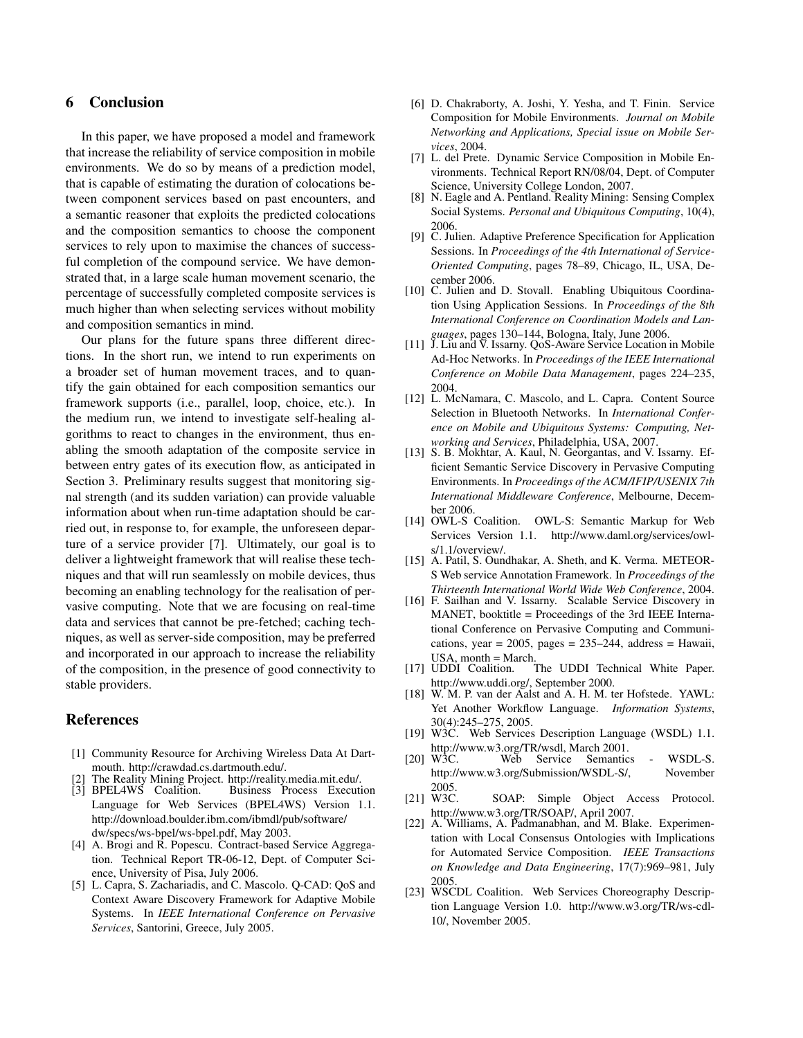## 6 Conclusion

In this paper, we have proposed a model and framework that increase the reliability of service composition in mobile environments. We do so by means of a prediction model, that is capable of estimating the duration of colocations between component services based on past encounters, and a semantic reasoner that exploits the predicted colocations and the composition semantics to choose the component services to rely upon to maximise the chances of successful completion of the compound service. We have demonstrated that, in a large scale human movement scenario, the percentage of successfully completed composite services is much higher than when selecting services without mobility and composition semantics in mind.

Our plans for the future spans three different directions. In the short run, we intend to run experiments on a broader set of human movement traces, and to quantify the gain obtained for each composition semantics our framework supports (i.e., parallel, loop, choice, etc.). In the medium run, we intend to investigate self-healing algorithms to react to changes in the environment, thus enabling the smooth adaptation of the composite service in between entry gates of its execution flow, as anticipated in Section 3. Preliminary results suggest that monitoring signal strength (and its sudden variation) can provide valuable information about when run-time adaptation should be carried out, in response to, for example, the unforeseen departure of a service provider [7]. Ultimately, our goal is to deliver a lightweight framework that will realise these techniques and that will run seamlessly on mobile devices, thus becoming an enabling technology for the realisation of pervasive computing. Note that we are focusing on real-time data and services that cannot be pre-fetched; caching techniques, as well as server-side composition, may be preferred and incorporated in our approach to increase the reliability of the composition, in the presence of good connectivity to stable providers.

## References

[1] Community Resource for Archiving Wireless Data At Dartmouth. http://crawdad.cs.dartmouth.edu/.

[2] The Reality Mining Project. http://reality.media.mit.edu/.

[3] BPEL4WS Coalition. Business Process Execution Language for Web Services (BPEL4WS) Version 1.1. http://download.boulder.ibm.com/ibmdl/pub/software/dw/specs/ws-bpel/ws-bpel.pdf, May 2003.

[4] A. Brogi and R. Popescu. Contract-based Service Aggregation. Technical Report TR-06-12, Dept. of Computer Science, University of Pisa, July 2006.

[5] L. Capra, S. Zachariadis, and C. Mascolo. Q-CAD: QoS and Context Aware Discovery Framework for Adaptive Mobile Systems. In *IEEE International Conference on Pervasive Services*, Santorini, Greece, July 2005.

[6] D. Chakraborty, A. Joshi, Y. Yesha, and T. Finin. Service Composition for Mobile Environments. *Journal on Mobile Networking and Applications, Special issue on Mobile Services*, 2004.

[7] L. del Prete. Dynamic Service Composition in Mobile Environments. Technical Report RN/08/04, Dept. of Computer Science, University College London, 2007.

[8] N. Eagle and A. Pentland. Reality Mining: Sensing Complex Social Systems. *Personal and Ubiquitous Computing*, 10(4), 2006.

[9] C. Julien. Adaptive Preference Specification for Application Sessions. In *Proceedings of the 4th International of Service-Oriented Computing*, pages 78–89, Chicago, IL, USA, December 2006.

[10] C. Julien and D. Stovall. Enabling Ubiquitous Coordination Using Application Sessions. In *Proceedings of the 8th International Conference on Coordination Models and Languages*, pages 130–144, Bologna, Italy, June 2006.

[11] J. Liu and V. Issarny. QoS-Aware Service Location in Mobile Ad-Hoc Networks. In *Proceedings of the IEEE International Conference on Mobile Data Management*, pages 224–235, 2004.

[12] L. McNamara, C. Mascolo, and L. Capra. Content Source Selection in Bluetooth Networks. In *International Conference on Mobile and Ubiquitous Systems: Computing, Networking and Services*, Philadelphia, USA, 2007.

[13] S. B. Mokhtar, A. Kaul, N. Georgantas, and V. Issarny. Efficient Semantic Service Discovery in Pervasive Computing Environments. In *Proceedings of the ACM/IFIP/USENIX 7th International Middleware Conference*, Melbourne, December 2006.

[14] OWL-S Coalition. OWL-S: Semantic Markup for Web Services Version 1.1. http://www.daml.org/services/owl-s/1.1/overview/.

[15] A. Patil, S. Oundhakar, A. Sheth, and K. Verma. METEOR-S Web service Annotation Framework. In *Proceedings of the Thirteenth International World Wide Web Conference*, 2004.

[16] F. Sailhan and V. Issarny. Scalable Service Discovery in MANET, booktitle = Proceedings of the 3rd IEEE International Conference on Pervasive Computing and Communications, year = 2005, pages = 235–244, address = Hawaii, USA, month = March.

[17] UDDI Coalition. The UDDI Technical White Paper. http://www.uddi.org/, September 2000.

[18] W. M. P. van der Aalst and A. H. M. ter Hofstede. YAWL: Yet Another Workflow Language. *Information Systems*, 30(4):245–275, 2005.

[19] W3C. Web Services Description Language (WSDL) 1.1. http://www.w3.org/TR/wsdl, March 2001.

[20] W3C. Web Service Semantics - WSDL-S. http://www.w3.org/Submission/WSDL-S/, November 2005.

[21] W3C. SOAP: Simple Object Access Protocol. http://www.w3.org/TR/SOAP/, April 2007.

[22] A. Williams, A. Padmanabhan, and M. Blake. Experimentation with Local Consensus Ontologies with Implications for Automated Service Composition. *IEEE Transactions on Knowledge and Data Engineering*, 17(7):969–981, July 2005.

[23] WSCDL Coalition. Web Services Choreography Description Language Version 1.0. http://www.w3.org/TR/ws-cdl-10/, November 2005.